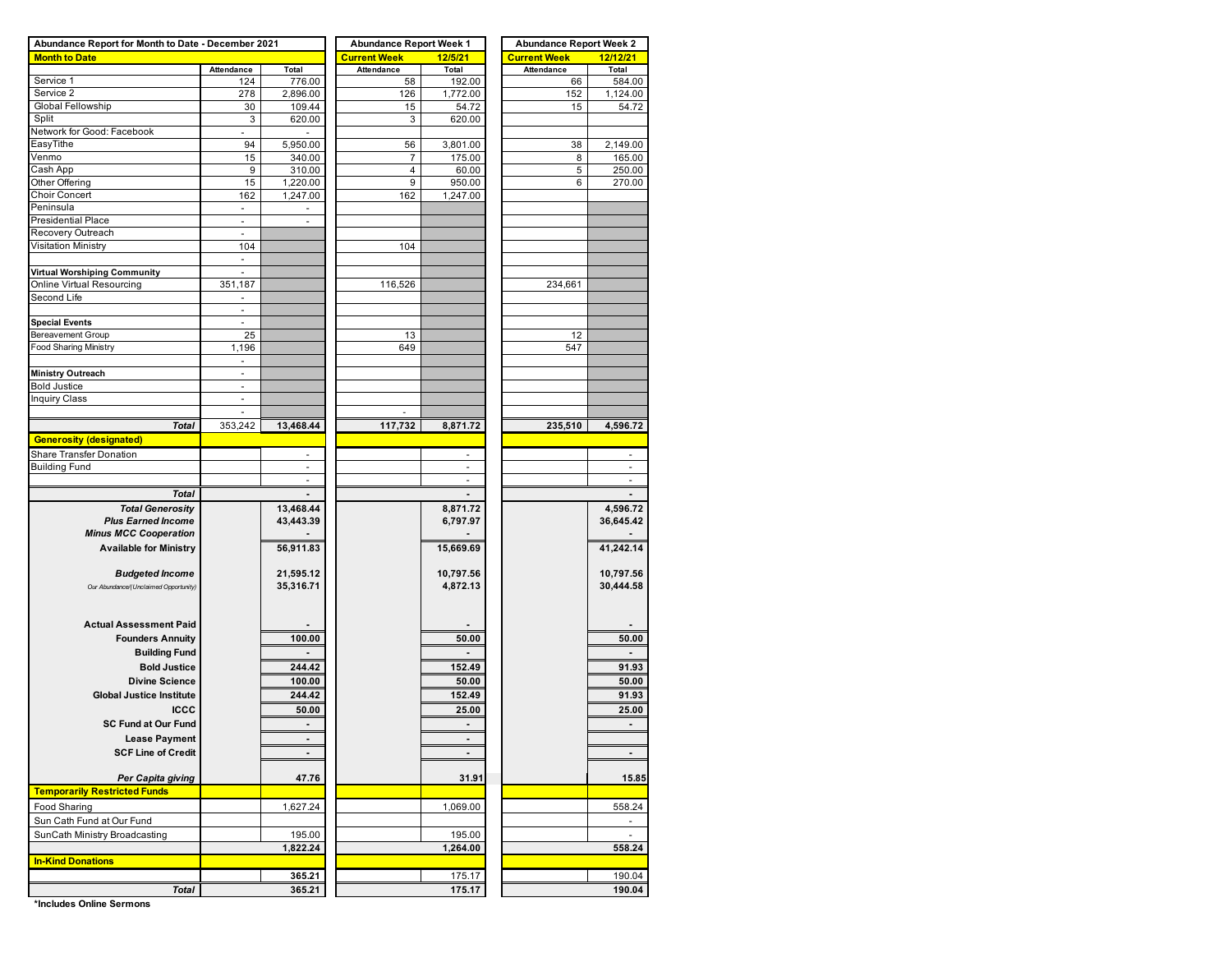| Abundance Report for Month to Date - December 2021 | | | Abundance Report Week 1 | | Abundance Report Week 2 | |
|---|---|---|---|---|---|---|
| **Month to Date** | | | **Current Week** | **12/5/21** | **Current Week** | **12/12/21** |
| | Attendance | Total | Attendance | Total | Attendance | Total |
| Service 1 | 124 | 776.00 | 58 | 192.00 | 66 | 584.00 |
| Service 2 | 278 | 2,896.00 | 126 | 1,772.00 | 152 | 1,124.00 |
| Global Fellowship | 30 | 109.44 | 15 | 54.72 | 15 | 54.72 |
| Split | 3 | 620.00 | 3 | 620.00 | | |
| Network for Good: Facebook | - | - | | | | |
| EasyTithe | 94 | 5,950.00 | 56 | 3,801.00 | 38 | 2,149.00 |
| Venmo | 15 | 340.00 | 7 | 175.00 | 8 | 165.00 |
| Cash App | 9 | 310.00 | 4 | 60.00 | 5 | 250.00 |
| Other Offering | 15 | 1,220.00 | 9 | 950.00 | 6 | 270.00 |
| Choir Concert | 162 | 1,247.00 | 162 | 1,247.00 | | |
| Peninsula | - | - | | | | |
| Presidential Place | - | - | | | | |
| Recovery Outreach | - | | | | | |
| Visitation Ministry | 104 | | 104 | | | |
| | - | | | | | |
| **Virtual Worshiping Community** | - | | | | | |
| Online Virtual Resourcing | 351,187 | | 116,526 | | 234,661 | |
| Second Life | - | | | | | |
| | - | | | | | |
| **Special Events** | - | | | | | |
| Bereavement Group | 25 | | 13 | | 12 | |
| Food Sharing Ministry | 1,196 | | 649 | | 547 | |
| | - | | | | | |
| **Ministry Outreach** | - | | | | | |
| Bold Justice | - | | | | | |
| Inquiry Class | - | | | | | |
| | - | | - | | | |
| ***Total*** | 353,242 | **13,468.44** | **117,732** | **8,871.72** | **235,510** | **4,596.72** |
| **Generosity (designated)** | | | | | | |
| Share Transfer Donation | | - | | - | | - |
| Building Fund | | - | | - | | - |
| | | - | | - | | - |
| ***Total*** | | **-** | | **-** | | **-** |
| ***Total Generosity*** | | **13,468.44** | | **8,871.72** | | **4,596.72** |
| ***Plus Earned Income*** | | **43,443.39** | | **6,797.97** | | **36,645.42** |
| ***Minus MCC Cooperation*** | | **-** | | **-** | | **-** |
| **Available for Ministry** | | **56,911.83** | | **15,669.69** | | **41,242.14** |
| ***Budgeted Income*** | | **21,595.12** | | **10,797.56** | | **10,797.56** |
| *Our Abundance/(Unclaimed Opportunity)* | | **35,316.71** | | **4,872.13** | | **30,444.58** |
| **Actual Assessment Paid** | | **-** | | **-** | | **-** |
| **Founders Annuity** | | **100.00** | | **50.00** | | **50.00** |
| **Building Fund** | | **-** | | **-** | | **-** |
| **Bold Justice** | | **244.42** | | **152.49** | | **91.93** |
| **Divine Science** | | **100.00** | | **50.00** | | **50.00** |
| **Global Justice Institute** | | **244.42** | | **152.49** | | **91.93** |
| **ICCC** | | **50.00** | | **25.00** | | **25.00** |
| **SC Fund at Our Fund** | | **-** | | **-** | | **-** |
| **Lease Payment** | | **-** | | **-** | | |
| **SCF Line of Credit** | | **-** | | **-** | | **-** |
| ***Per Capita giving*** | | **47.76** | | **31.91** | | **15.85** |
| **Temporarily Restricted Funds** | | | | | | |
| Food Sharing | | 1,627.24 | | 1,069.00 | | 558.24 |
| Sun Cath Fund at Our Fund | | | | | | - |
| SunCath Ministry Broadcasting | | 195.00 | | 195.00 | | - |
| | | **1,822.24** | | **1,264.00** | | **558.24** |
| **In-Kind Donations** | | | | | | |
| | | **365.21** | | 175.17 | | 190.04 |
| ***Total*** | | **365.21** | | **175.17** | | **190.04** |

***Includes Online Sermons**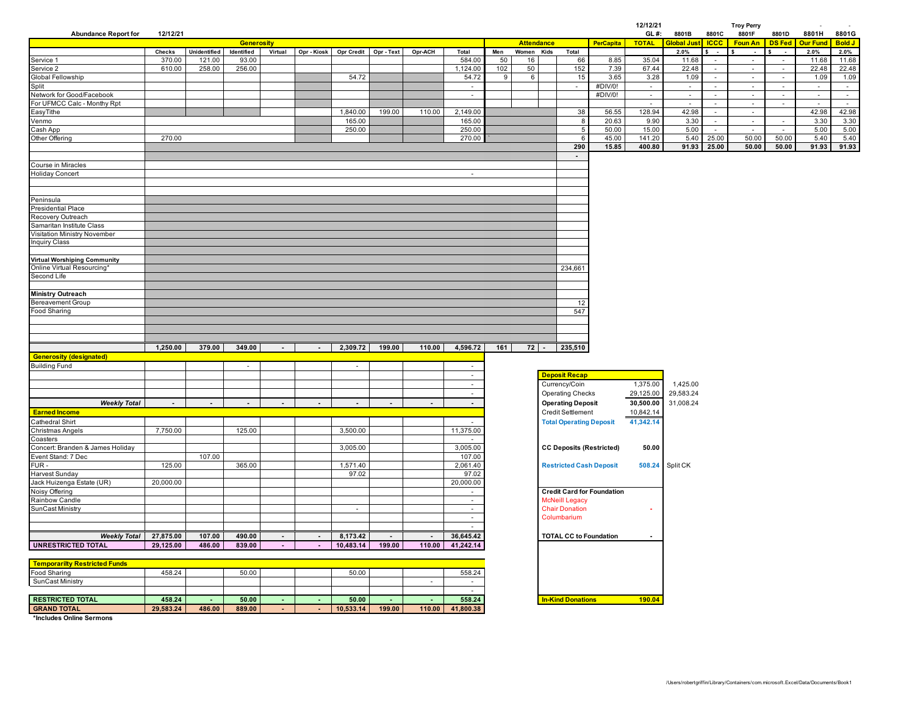**Abundance Report for** 12/12/21

| | Generosity | | | | | | | | | Attendance | | | | PerCapita | 12/12/21 GL #: TOTAL | 8801B Global Just 2.0% | 8801C ICCC | Troy Perry 8801F Foun An | 8801D DS Fed | 8801H Our Fund 2.0% | 8801G Bold J 2.0% |
|---|---|---|---|---|---|---|---|---|---|---|---|---|---|---|---|---|---|---|---|---|---|
| | Checks | Unidentified | Identified | Virtual | Opr - Kiosk | Opr Credit | Opr - Text | Opr-ACH | Total | Men | Women | Kids | Total | | | | $ - | $ - | $ - | | |
| Service 1 | 370.00 | 121.00 | 93.00 | | | | | | 584.00 | 50 | 16 | | 66 | 8.85 | 35.04 | 11.68 | - | - | - | 11.68 | 11.68 |
| Service 2 | 610.00 | 258.00 | 256.00 | | | | | | 1,124.00 | 102 | 50 | | 152 | 7.39 | 67.44 | 22.48 | - | - | - | 22.48 | 22.48 |
| Global Fellowship | | | | | | 54.72 | | | 54.72 | 9 | 6 | | 15 | 3.65 | 3.28 | 1.09 | - | - | - | 1.09 | 1.09 |
| Split | | | | | | | | | - | | | | - | #DIV/0! | - | - | - | - | - | - | - |
| Network for Good/Facebook | | | | | | | | | - | | | | | #DIV/0! | - | - | - | - | - | - | - |
| For UFMCC Calc - Monthy Rpt | | | | | | | | | | | | | | | - | - | - | - | - | - | - |
| EasyTithe | | | | | | 1,840.00 | 199.00 | 110.00 | 2,149.00 | | | | 38 | 56.55 | 128.94 | 42.98 | - | - | | 42.98 | 42.98 |
| Venmo | | | | | | 165.00 | | | 165.00 | | | | 8 | 20.63 | 9.90 | 3.30 | - | - | - | 3.30 | 3.30 |
| Cash App | | | | | | 250.00 | | | 250.00 | | | | 5 | 50.00 | 15.00 | 5.00 | - | - | - | 5.00 | 5.00 |
| Other Offering | 270.00 | | | | | | | | 270.00 | | | | 6 | 45.00 | 141.20 | 5.40 | 25.00 | 50.00 | 50.00 | 5.40 | 5.40 |
| | | | | | | | | | | | | | 290 | 15.85 | 400.80 | 91.93 | 25.00 | 50.00 | 50.00 | 91.93 | 91.93 |
| | | | | | | | | | | | | | - | | | | | | | | |
| Course in Miracles | | | | | | | | | | | | | | | | | | | | | |
| Holiday Concert | | | | | | | | | - | | | | | | | | | | | | |
| Peninsula | | | | | | | | | | | | | | | | | | | | | |
| Presidential Place | | | | | | | | | | | | | | | | | | | | | |
| Recovery Outreach | | | | | | | | | | | | | | | | | | | | | |
| Samaritan Institute Class | | | | | | | | | | | | | | | | | | | | | |
| Visitation Ministry November | | | | | | | | | | | | | | | | | | | | | |
| Inquiry Class | | | | | | | | | | | | | | | | | | | | | |
| **Virtual Worshiping Community** | | | | | | | | | | | | | | | | | | | | | |
| Online Virtual Resourcing* | | | | | | | | | | | | | 234,661 | | | | | | | | |
| Second Life | | | | | | | | | | | | | | | | | | | | | |
| **Ministry Outreach** | | | | | | | | | | | | | | | | | | | | | |
| Bereavement Group | | | | | | | | | | | | | 12 | | | | | | | | |
| Food Sharing | | | | | | | | | | | | | 547 | | | | | | | | |
| | **1,250.00** | **379.00** | **349.00** | **-** | **-** | **2,309.72** | **199.00** | **110.00** | **4,596.72** | **161** | **72** | **-** | **235,510** | | | | | | | | |

| **Generosity (designated)** | Checks | Unidentified | Identified | Virtual | Opr - Kiosk | Opr Credit | Opr - Text | Opr-ACH | Total |
|---|---|---|---|---|---|---|---|---|---|
| Building Fund | | | - | | | - | | | - |
| | | | | | | | | | - |
| | | | | | | | | | - |
| | | | | | | | | | - |
| ***Weekly Total*** | **-** | **-** | **-** | **-** | **-** | **-** | **-** | **-** | **-** |
| **Earned Income** | | | | | | | | | |
| Cathedral Shirt | | | | | | | | | - |
| Christmas Angels | 7,750.00 | | 125.00 | | | 3,500.00 | | | 11,375.00 |
| Coasters | | | | | | | | | - |
| Concert: Branden & James Holiday | | | | | | 3,005.00 | | | 3,005.00 |
| Event Stand: 7 Dec | | 107.00 | | | | | | | 107.00 |
| FUR - | 125.00 | | 365.00 | | | 1,571.40 | | | 2,061.40 |
| Harvest Sunday | | | | | | 97.02 | | | 97.02 |
| Jack Huizenga Estate (UR) | 20,000.00 | | | | | | | | 20,000.00 |
| Noisy Offering | | | | | | | | | - |
| Rainbow Candle | | | | | | | | | - |
| SunCast Ministry | | | | | | - | | | - |
| | | | | | | | | | - |
| | | | | | | | | | - |
| ***Weekly Total*** | **27,875.00** | **107.00** | **490.00** | **-** | **-** | **8,173.42** | **-** | **-** | **36,645.42** |
| **UNRESTRICTED TOTAL** | **29,125.00** | **486.00** | **839.00** | **-** | **-** | **10,483.14** | **199.00** | **110.00** | **41,242.14** |

| **Temporarilty Restricted Funds** | Checks | Unidentified | Identified | Virtual | Opr - Kiosk | Opr Credit | Opr - Text | Opr-ACH | Total |
|---|---|---|---|---|---|---|---|---|---|
| Food Sharing | 458.24 | | 50.00 | | | 50.00 | | | 558.24 |
| SunCast Ministry | | | | | | | | - | - |
| | | | | | | | | | - |
| **RESTRICTED TOTAL** | **458.24** | **-** | **50.00** | **-** | **-** | **50.00** | **-** | **-** | **558.24** |
| **GRAND TOTAL** | **29,583.24** | **486.00** | **889.00** | **-** | **-** | **10,533.14** | **199.00** | **110.00** | **41,800.38** |

**\*Includes Online Sermons**

| **Deposit Recap** | | |
|---|---|---|
| Currency/Coin | 1,375.00 | 1,425.00 |
| Operating Checks | 29,125.00 | 29,583.24 |
| **Operating Deposit** | **30,500.00** | 31,008.24 |
| Credit Settlement | 10,842.14 | |
| **Total Operating Deposit** | **41,342.14** | |
| **CC Deposits (Restricted)** | **50.00** | |
| **Restricted Cash Deposit** | **508.24** | Split CK |
| **Credit Card for Foundation** | | |
| McNeill Legacy | | |
| Chair Donation | - | |
| Columbarium | | |
| **TOTAL CC to Foundation** | **-** | |
| **In-Kind Donations** | **190.04** | |

/Users/robertgriffin/Library/Containers/com.microsoft.Excel/Data/Documents/Book1